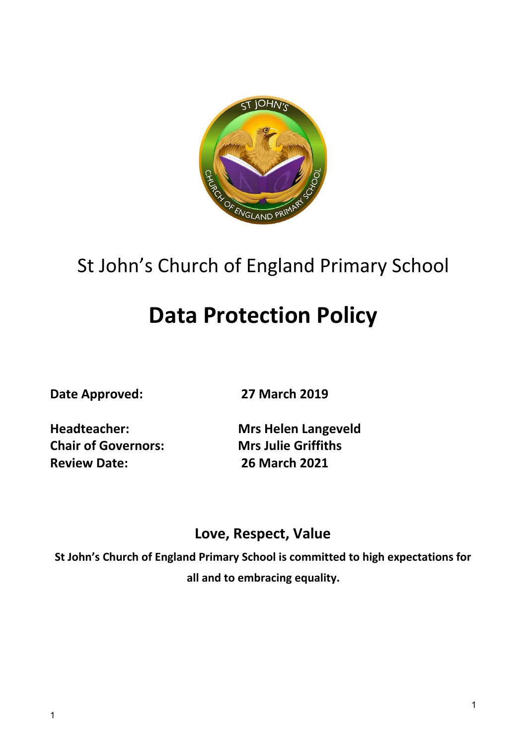St John's Church of England Primary School

# Data Protection Policy

**Date Approved:** **27 March 2019**

**Headteacher:** **Mrs Helen Langeveld**
**Chair of Governors:** **Mrs Julie Griffiths**
**Review Date:** **26 March 2021**

## Love, Respect, Value

**St John's Church of England Primary School is committed to high expectations for all and to embracing equality.**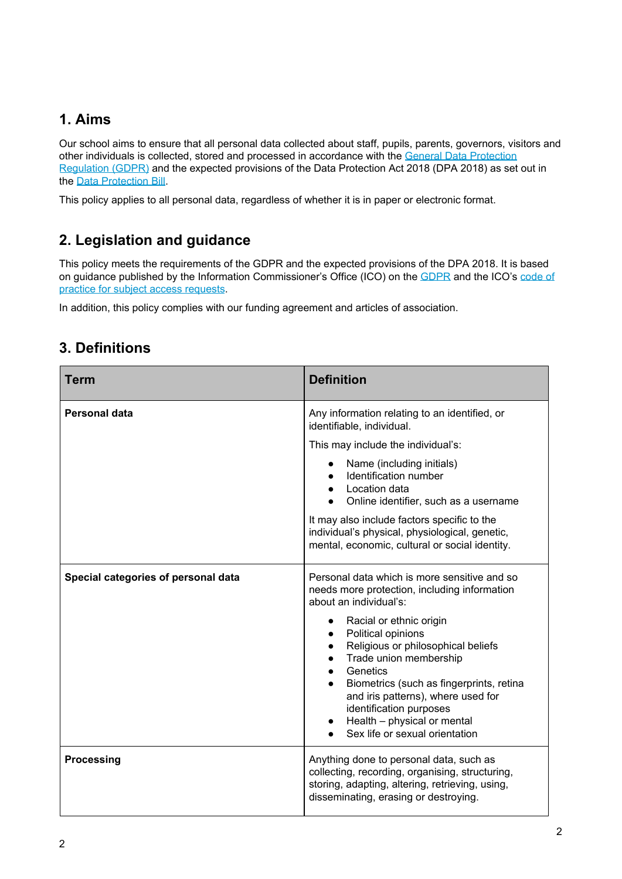## 1. Aims

Our school aims to ensure that all personal data collected about staff, pupils, parents, governors, visitors and other individuals is collected, stored and processed in accordance with the General Data Protection Regulation (GDPR) and the expected provisions of the Data Protection Act 2018 (DPA 2018) as set out in the Data Protection Bill.

This policy applies to all personal data, regardless of whether it is in paper or electronic format.

## 2. Legislation and guidance

This policy meets the requirements of the GDPR and the expected provisions of the DPA 2018. It is based on guidance published by the Information Commissioner's Office (ICO) on the GDPR and the ICO's code of practice for subject access requests.

In addition, this policy complies with our funding agreement and articles of association.

## 3. Definitions

| Term | Definition |
| --- | --- |
| **Personal data** | Any information relating to an identified, or identifiable, individual.<br><br>This may include the individual's:<br>• Name (including initials)<br>• Identification number<br>• Location data<br>• Online identifier, such as a username<br><br>It may also include factors specific to the individual's physical, physiological, genetic, mental, economic, cultural or social identity. |
| **Special categories of personal data** | Personal data which is more sensitive and so needs more protection, including information about an individual's:<br>• Racial or ethnic origin<br>• Political opinions<br>• Religious or philosophical beliefs<br>• Trade union membership<br>• Genetics<br>• Biometrics (such as fingerprints, retina and iris patterns), where used for identification purposes<br>• Health – physical or mental<br>• Sex life or sexual orientation |
| **Processing** | Anything done to personal data, such as collecting, recording, organising, structuring, storing, adapting, altering, retrieving, using, disseminating, erasing or destroying. |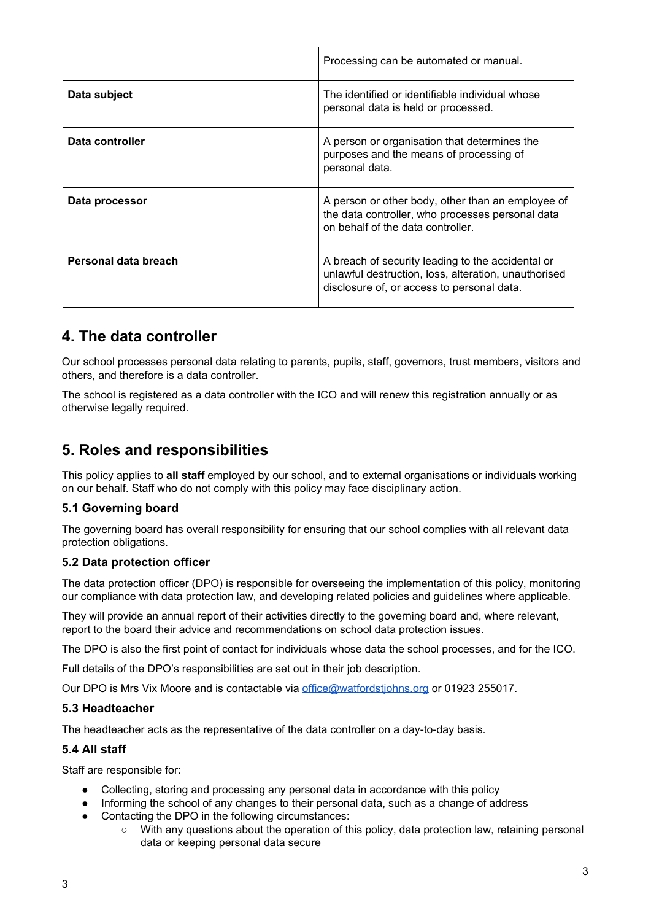| | |
|---|---|
| | Processing can be automated or manual. |
| **Data subject** | The identified or identifiable individual whose personal data is held or processed. |
| **Data controller** | A person or organisation that determines the purposes and the means of processing of personal data. |
| **Data processor** | A person or other body, other than an employee of the data controller, who processes personal data on behalf of the data controller. |
| **Personal data breach** | A breach of security leading to the accidental or unlawful destruction, loss, alteration, unauthorised disclosure of, or access to personal data. |

## 4. The data controller

Our school processes personal data relating to parents, pupils, staff, governors, trust members, visitors and others, and therefore is a data controller.

The school is registered as a data controller with the ICO and will renew this registration annually or as otherwise legally required.

## 5. Roles and responsibilities

This policy applies to **all staff** employed by our school, and to external organisations or individuals working on our behalf. Staff who do not comply with this policy may face disciplinary action.

### 5.1 Governing board

The governing board has overall responsibility for ensuring that our school complies with all relevant data protection obligations.

### 5.2 Data protection officer

The data protection officer (DPO) is responsible for overseeing the implementation of this policy, monitoring our compliance with data protection law, and developing related policies and guidelines where applicable.

They will provide an annual report of their activities directly to the governing board and, where relevant, report to the board their advice and recommendations on school data protection issues.

The DPO is also the first point of contact for individuals whose data the school processes, and for the ICO.

Full details of the DPO's responsibilities are set out in their job description.

Our DPO is Mrs Vix Moore and is contactable via office@watfordstjohns.org or 01923 255017.

### 5.3 Headteacher

The headteacher acts as the representative of the data controller on a day-to-day basis.

### 5.4 All staff

Staff are responsible for:

- Collecting, storing and processing any personal data in accordance with this policy
- Informing the school of any changes to their personal data, such as a change of address
- Contacting the DPO in the following circumstances:
    - With any questions about the operation of this policy, data protection law, retaining personal data or keeping personal data secure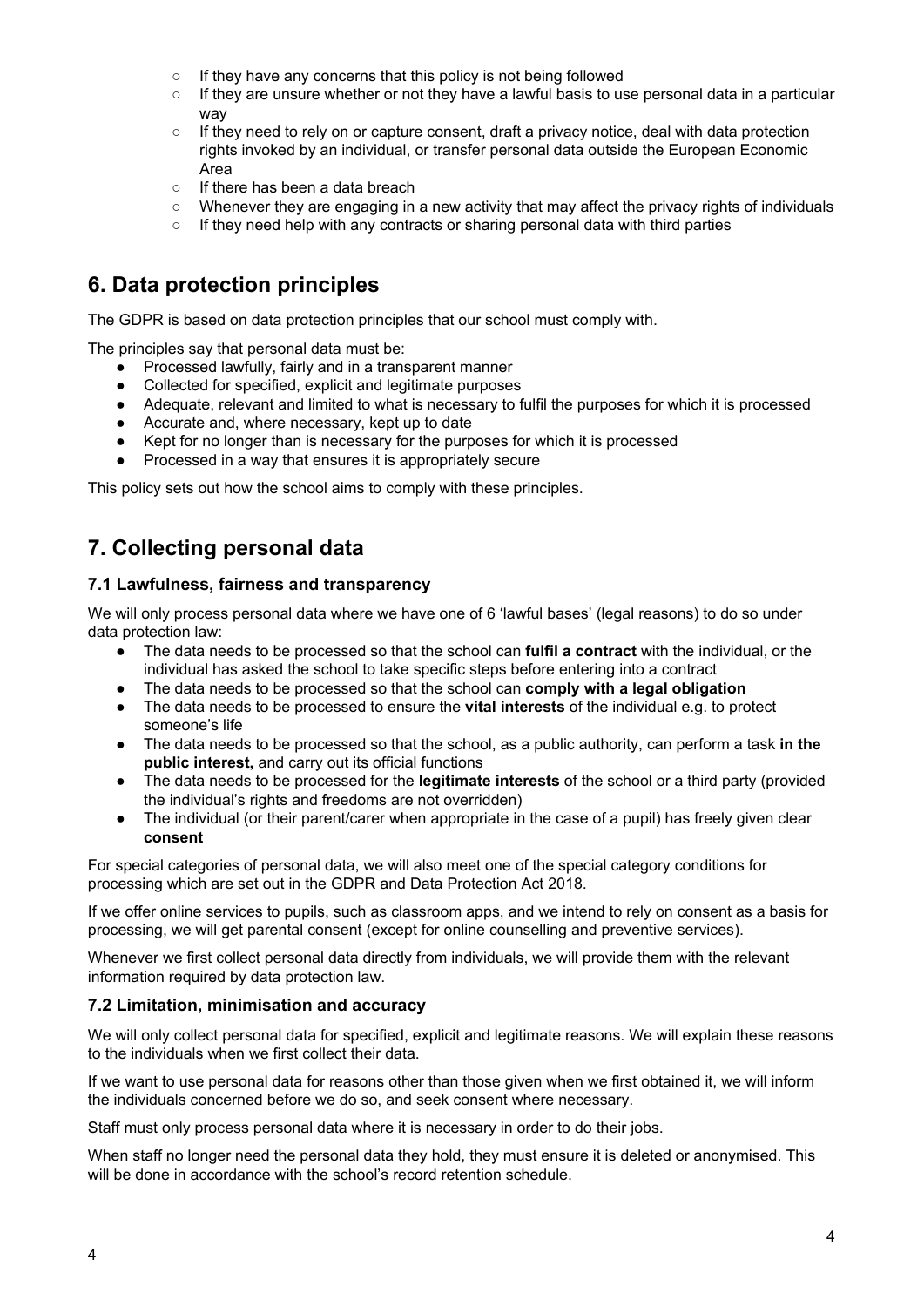- If they have any concerns that this policy is not being followed
- If they are unsure whether or not they have a lawful basis to use personal data in a particular way
- If they need to rely on or capture consent, draft a privacy notice, deal with data protection rights invoked by an individual, or transfer personal data outside the European Economic Area
- If there has been a data breach
- Whenever they are engaging in a new activity that may affect the privacy rights of individuals
- If they need help with any contracts or sharing personal data with third parties

## 6. Data protection principles

The GDPR is based on data protection principles that our school must comply with.

The principles say that personal data must be:

- Processed lawfully, fairly and in a transparent manner
- Collected for specified, explicit and legitimate purposes
- Adequate, relevant and limited to what is necessary to fulfil the purposes for which it is processed
- Accurate and, where necessary, kept up to date
- Kept for no longer than is necessary for the purposes for which it is processed
- Processed in a way that ensures it is appropriately secure

This policy sets out how the school aims to comply with these principles.

## 7. Collecting personal data

### 7.1 Lawfulness, fairness and transparency

We will only process personal data where we have one of 6 'lawful bases' (legal reasons) to do so under data protection law:

- The data needs to be processed so that the school can **fulfil a contract** with the individual, or the individual has asked the school to take specific steps before entering into a contract
- The data needs to be processed so that the school can **comply with a legal obligation**
- The data needs to be processed to ensure the **vital interests** of the individual e.g. to protect someone's life
- The data needs to be processed so that the school, as a public authority, can perform a task **in the public interest,** and carry out its official functions
- The data needs to be processed for the **legitimate interests** of the school or a third party (provided the individual's rights and freedoms are not overridden)
- The individual (or their parent/carer when appropriate in the case of a pupil) has freely given clear **consent**

For special categories of personal data, we will also meet one of the special category conditions for processing which are set out in the GDPR and Data Protection Act 2018.

If we offer online services to pupils, such as classroom apps, and we intend to rely on consent as a basis for processing, we will get parental consent (except for online counselling and preventive services).

Whenever we first collect personal data directly from individuals, we will provide them with the relevant information required by data protection law.

### 7.2 Limitation, minimisation and accuracy

We will only collect personal data for specified, explicit and legitimate reasons. We will explain these reasons to the individuals when we first collect their data.

If we want to use personal data for reasons other than those given when we first obtained it, we will inform the individuals concerned before we do so, and seek consent where necessary.

Staff must only process personal data where it is necessary in order to do their jobs.

When staff no longer need the personal data they hold, they must ensure it is deleted or anonymised. This will be done in accordance with the school's record retention schedule.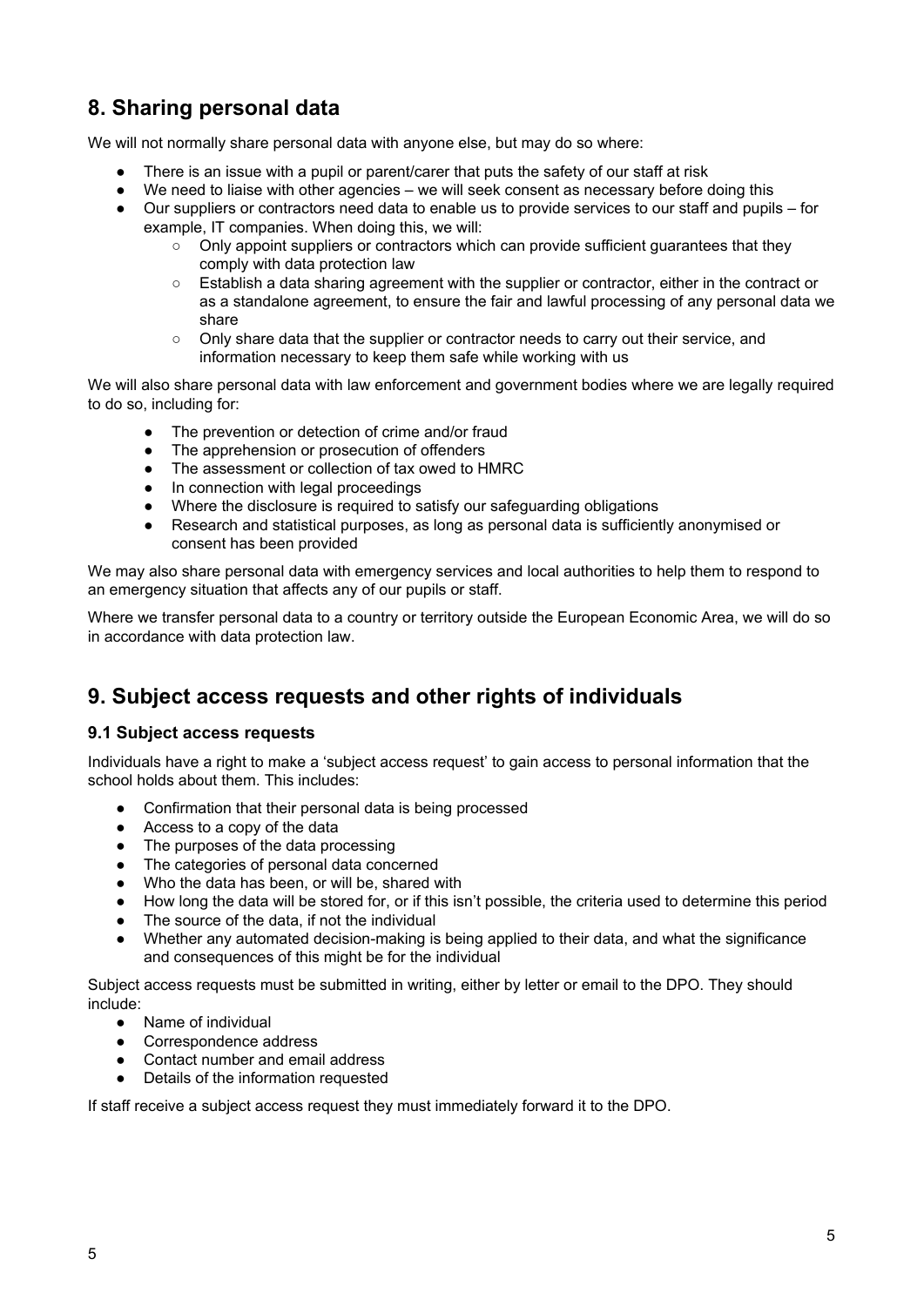## 8. Sharing personal data

We will not normally share personal data with anyone else, but may do so where:

- There is an issue with a pupil or parent/carer that puts the safety of our staff at risk
- We need to liaise with other agencies – we will seek consent as necessary before doing this
- Our suppliers or contractors need data to enable us to provide services to our staff and pupils – for example, IT companies. When doing this, we will:
  - Only appoint suppliers or contractors which can provide sufficient guarantees that they comply with data protection law
  - Establish a data sharing agreement with the supplier or contractor, either in the contract or as a standalone agreement, to ensure the fair and lawful processing of any personal data we share
  - Only share data that the supplier or contractor needs to carry out their service, and information necessary to keep them safe while working with us

We will also share personal data with law enforcement and government bodies where we are legally required to do so, including for:

- The prevention or detection of crime and/or fraud
- The apprehension or prosecution of offenders
- The assessment or collection of tax owed to HMRC
- In connection with legal proceedings
- Where the disclosure is required to satisfy our safeguarding obligations
- Research and statistical purposes, as long as personal data is sufficiently anonymised or consent has been provided

We may also share personal data with emergency services and local authorities to help them to respond to an emergency situation that affects any of our pupils or staff.

Where we transfer personal data to a country or territory outside the European Economic Area, we will do so in accordance with data protection law.

## 9. Subject access requests and other rights of individuals

### 9.1 Subject access requests

Individuals have a right to make a 'subject access request' to gain access to personal information that the school holds about them. This includes:

- Confirmation that their personal data is being processed
- Access to a copy of the data
- The purposes of the data processing
- The categories of personal data concerned
- Who the data has been, or will be, shared with
- How long the data will be stored for, or if this isn't possible, the criteria used to determine this period
- The source of the data, if not the individual
- Whether any automated decision-making is being applied to their data, and what the significance and consequences of this might be for the individual

Subject access requests must be submitted in writing, either by letter or email to the DPO. They should include:

- Name of individual
- Correspondence address
- Contact number and email address
- Details of the information requested

If staff receive a subject access request they must immediately forward it to the DPO.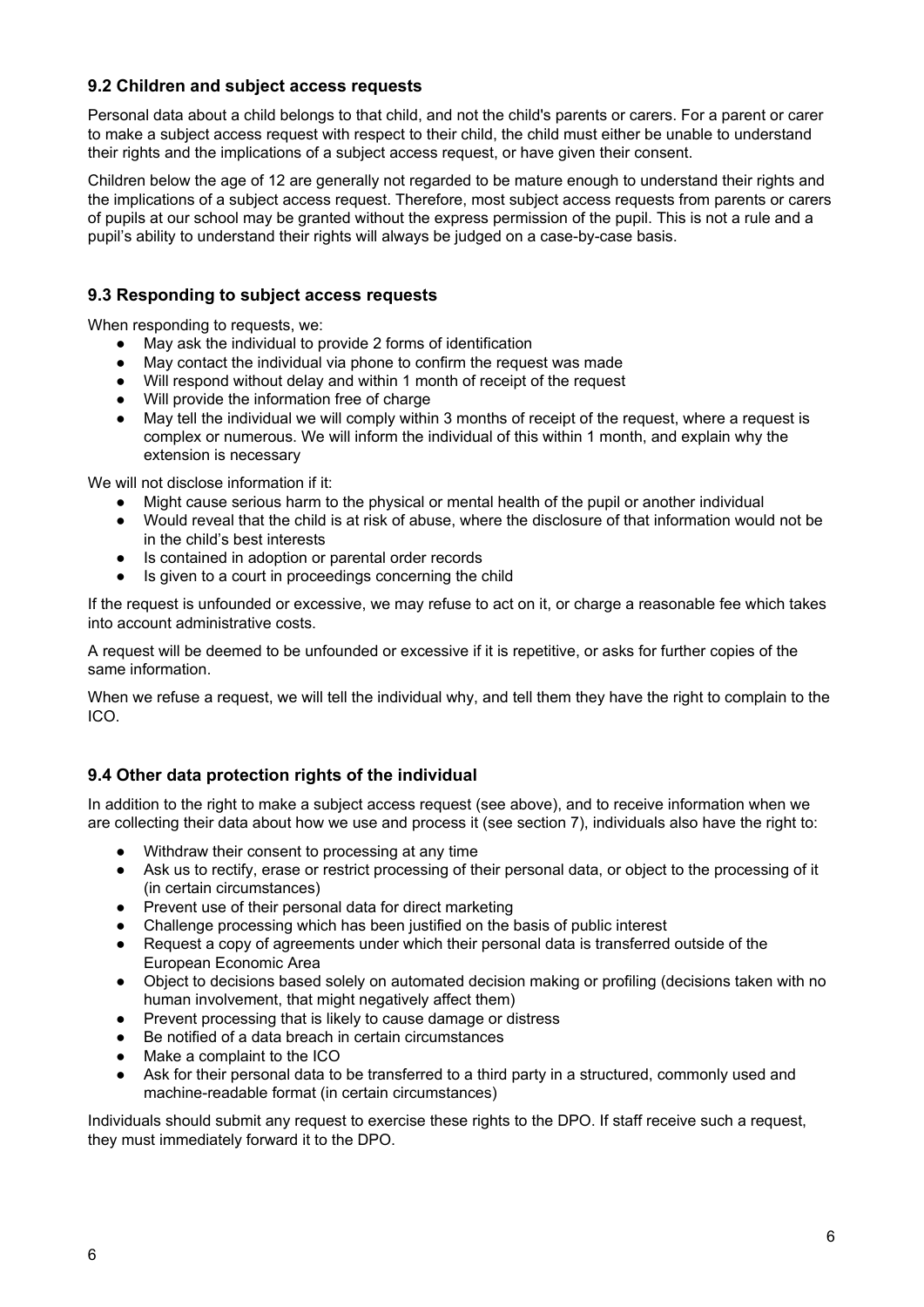### 9.2 Children and subject access requests

Personal data about a child belongs to that child, and not the child's parents or carers. For a parent or carer to make a subject access request with respect to their child, the child must either be unable to understand their rights and the implications of a subject access request, or have given their consent.

Children below the age of 12 are generally not regarded to be mature enough to understand their rights and the implications of a subject access request. Therefore, most subject access requests from parents or carers of pupils at our school may be granted without the express permission of the pupil. This is not a rule and a pupil's ability to understand their rights will always be judged on a case-by-case basis.

### 9.3 Responding to subject access requests

When responding to requests, we:

- May ask the individual to provide 2 forms of identification
- May contact the individual via phone to confirm the request was made
- Will respond without delay and within 1 month of receipt of the request
- Will provide the information free of charge
- May tell the individual we will comply within 3 months of receipt of the request, where a request is complex or numerous. We will inform the individual of this within 1 month, and explain why the extension is necessary

We will not disclose information if it:

- Might cause serious harm to the physical or mental health of the pupil or another individual
- Would reveal that the child is at risk of abuse, where the disclosure of that information would not be in the child's best interests
- Is contained in adoption or parental order records
- Is given to a court in proceedings concerning the child

If the request is unfounded or excessive, we may refuse to act on it, or charge a reasonable fee which takes into account administrative costs.

A request will be deemed to be unfounded or excessive if it is repetitive, or asks for further copies of the same information.

When we refuse a request, we will tell the individual why, and tell them they have the right to complain to the ICO.

### 9.4 Other data protection rights of the individual

In addition to the right to make a subject access request (see above), and to receive information when we are collecting their data about how we use and process it (see section 7), individuals also have the right to:

- Withdraw their consent to processing at any time
- Ask us to rectify, erase or restrict processing of their personal data, or object to the processing of it (in certain circumstances)
- Prevent use of their personal data for direct marketing
- Challenge processing which has been justified on the basis of public interest
- Request a copy of agreements under which their personal data is transferred outside of the European Economic Area
- Object to decisions based solely on automated decision making or profiling (decisions taken with no human involvement, that might negatively affect them)
- Prevent processing that is likely to cause damage or distress
- Be notified of a data breach in certain circumstances
- Make a complaint to the ICO
- Ask for their personal data to be transferred to a third party in a structured, commonly used and machine-readable format (in certain circumstances)

Individuals should submit any request to exercise these rights to the DPO. If staff receive such a request, they must immediately forward it to the DPO.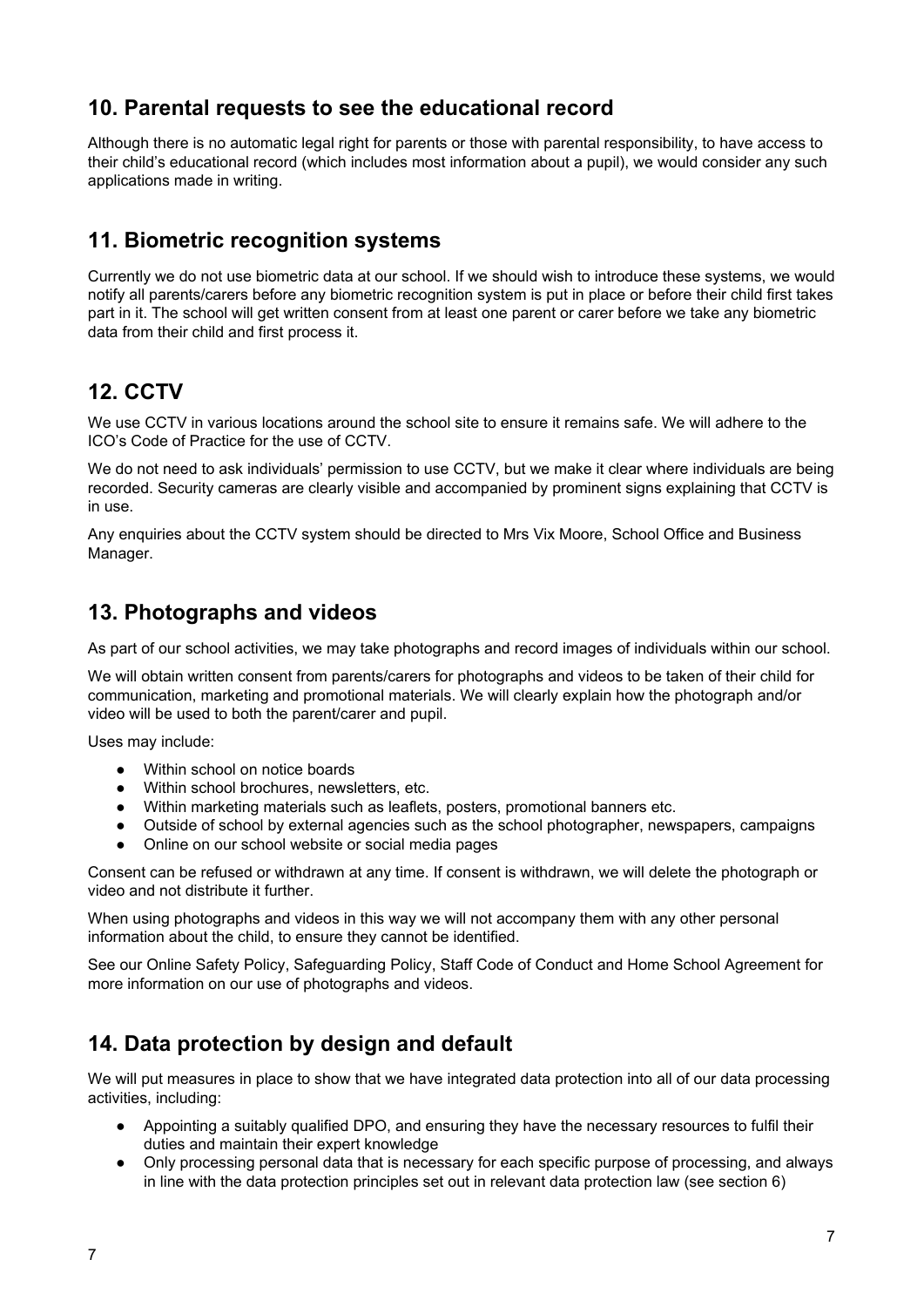## 10. Parental requests to see the educational record

Although there is no automatic legal right for parents or those with parental responsibility, to have access to their child's educational record (which includes most information about a pupil), we would consider any such applications made in writing.

## 11. Biometric recognition systems

Currently we do not use biometric data at our school. If we should wish to introduce these systems, we would notify all parents/carers before any biometric recognition system is put in place or before their child first takes part in it. The school will get written consent from at least one parent or carer before we take any biometric data from their child and first process it.

## 12. CCTV

We use CCTV in various locations around the school site to ensure it remains safe. We will adhere to the ICO's Code of Practice for the use of CCTV.

We do not need to ask individuals' permission to use CCTV, but we make it clear where individuals are being recorded. Security cameras are clearly visible and accompanied by prominent signs explaining that CCTV is in use.

Any enquiries about the CCTV system should be directed to Mrs Vix Moore, School Office and Business Manager.

## 13. Photographs and videos

As part of our school activities, we may take photographs and record images of individuals within our school.

We will obtain written consent from parents/carers for photographs and videos to be taken of their child for communication, marketing and promotional materials. We will clearly explain how the photograph and/or video will be used to both the parent/carer and pupil.

Uses may include:

- Within school on notice boards
- Within school brochures, newsletters, etc.
- Within marketing materials such as leaflets, posters, promotional banners etc.
- Outside of school by external agencies such as the school photographer, newspapers, campaigns
- Online on our school website or social media pages

Consent can be refused or withdrawn at any time. If consent is withdrawn, we will delete the photograph or video and not distribute it further.

When using photographs and videos in this way we will not accompany them with any other personal information about the child, to ensure they cannot be identified.

See our Online Safety Policy, Safeguarding Policy, Staff Code of Conduct and Home School Agreement for more information on our use of photographs and videos.

## 14. Data protection by design and default

We will put measures in place to show that we have integrated data protection into all of our data processing activities, including:

- Appointing a suitably qualified DPO, and ensuring they have the necessary resources to fulfil their duties and maintain their expert knowledge
- Only processing personal data that is necessary for each specific purpose of processing, and always in line with the data protection principles set out in relevant data protection law (see section 6)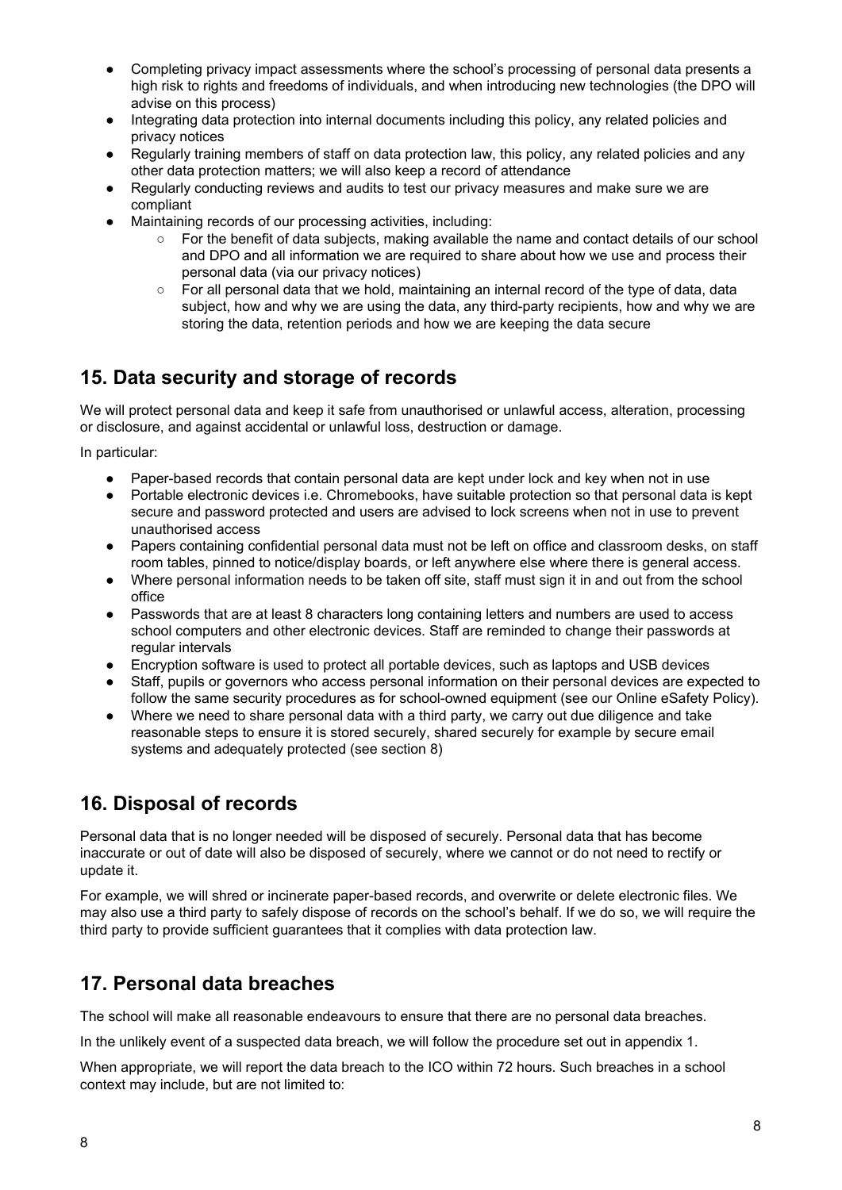- Completing privacy impact assessments where the school's processing of personal data presents a high risk to rights and freedoms of individuals, and when introducing new technologies (the DPO will advise on this process)
- Integrating data protection into internal documents including this policy, any related policies and privacy notices
- Regularly training members of staff on data protection law, this policy, any related policies and any other data protection matters; we will also keep a record of attendance
- Regularly conducting reviews and audits to test our privacy measures and make sure we are compliant
- Maintaining records of our processing activities, including:
    - For the benefit of data subjects, making available the name and contact details of our school and DPO and all information we are required to share about how we use and process their personal data (via our privacy notices)
    - For all personal data that we hold, maintaining an internal record of the type of data, data subject, how and why we are using the data, any third-party recipients, how and why we are storing the data, retention periods and how we are keeping the data secure

## 15. Data security and storage of records

We will protect personal data and keep it safe from unauthorised or unlawful access, alteration, processing or disclosure, and against accidental or unlawful loss, destruction or damage.

In particular:

- Paper-based records that contain personal data are kept under lock and key when not in use
- Portable electronic devices i.e. Chromebooks, have suitable protection so that personal data is kept secure and password protected and users are advised to lock screens when not in use to prevent unauthorised access
- Papers containing confidential personal data must not be left on office and classroom desks, on staff room tables, pinned to notice/display boards, or left anywhere else where there is general access.
- Where personal information needs to be taken off site, staff must sign it in and out from the school office
- Passwords that are at least 8 characters long containing letters and numbers are used to access school computers and other electronic devices. Staff are reminded to change their passwords at regular intervals
- Encryption software is used to protect all portable devices, such as laptops and USB devices
- Staff, pupils or governors who access personal information on their personal devices are expected to follow the same security procedures as for school-owned equipment (see our Online eSafety Policy).
- Where we need to share personal data with a third party, we carry out due diligence and take reasonable steps to ensure it is stored securely, shared securely for example by secure email systems and adequately protected (see section 8)

## 16. Disposal of records

Personal data that is no longer needed will be disposed of securely. Personal data that has become inaccurate or out of date will also be disposed of securely, where we cannot or do not need to rectify or update it.

For example, we will shred or incinerate paper-based records, and overwrite or delete electronic files. We may also use a third party to safely dispose of records on the school's behalf. If we do so, we will require the third party to provide sufficient guarantees that it complies with data protection law.

## 17. Personal data breaches

The school will make all reasonable endeavours to ensure that there are no personal data breaches.

In the unlikely event of a suspected data breach, we will follow the procedure set out in appendix 1.

When appropriate, we will report the data breach to the ICO within 72 hours. Such breaches in a school context may include, but are not limited to: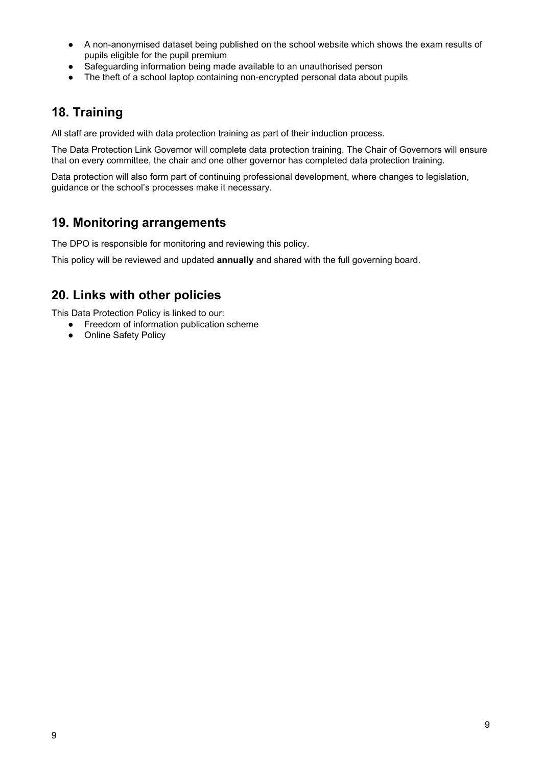- A non-anonymised dataset being published on the school website which shows the exam results of pupils eligible for the pupil premium
- Safeguarding information being made available to an unauthorised person
- The theft of a school laptop containing non-encrypted personal data about pupils

## 18. Training

All staff are provided with data protection training as part of their induction process.

The Data Protection Link Governor will complete data protection training. The Chair of Governors will ensure that on every committee, the chair and one other governor has completed data protection training.

Data protection will also form part of continuing professional development, where changes to legislation, guidance or the school's processes make it necessary.

## 19. Monitoring arrangements

The DPO is responsible for monitoring and reviewing this policy.

This policy will be reviewed and updated **annually** and shared with the full governing board.

## 20. Links with other policies

This Data Protection Policy is linked to our:

- Freedom of information publication scheme
- Online Safety Policy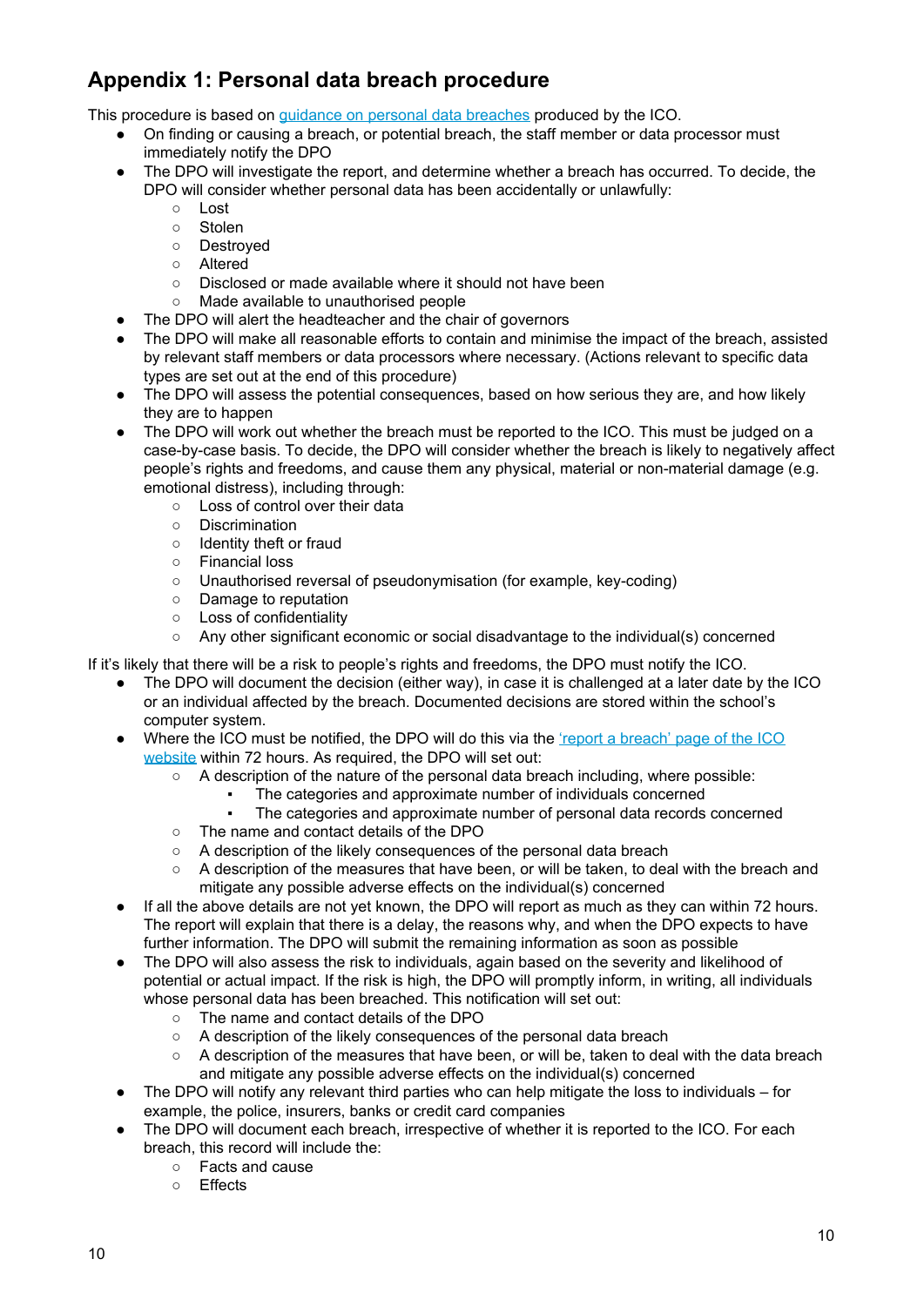## Appendix 1: Personal data breach procedure

This procedure is based on [guidance on personal data breaches](#) produced by the ICO.

- On finding or causing a breach, or potential breach, the staff member or data processor must immediately notify the DPO
- The DPO will investigate the report, and determine whether a breach has occurred. To decide, the DPO will consider whether personal data has been accidentally or unlawfully:
  - Lost
  - Stolen
  - Destroyed
  - Altered
  - Disclosed or made available where it should not have been
  - Made available to unauthorised people
- The DPO will alert the headteacher and the chair of governors
- The DPO will make all reasonable efforts to contain and minimise the impact of the breach, assisted by relevant staff members or data processors where necessary. (Actions relevant to specific data types are set out at the end of this procedure)
- The DPO will assess the potential consequences, based on how serious they are, and how likely they are to happen
- The DPO will work out whether the breach must be reported to the ICO. This must be judged on a case-by-case basis. To decide, the DPO will consider whether the breach is likely to negatively affect people's rights and freedoms, and cause them any physical, material or non-material damage (e.g. emotional distress), including through:
  - Loss of control over their data
  - Discrimination
  - Identity theft or fraud
  - Financial loss
  - Unauthorised reversal of pseudonymisation (for example, key-coding)
  - Damage to reputation
  - Loss of confidentiality
  - Any other significant economic or social disadvantage to the individual(s) concerned

If it's likely that there will be a risk to people's rights and freedoms, the DPO must notify the ICO.

- The DPO will document the decision (either way), in case it is challenged at a later date by the ICO or an individual affected by the breach. Documented decisions are stored within the school's computer system.
- Where the ICO must be notified, the DPO will do this via the ['report a breach' page of the ICO website](#) within 72 hours. As required, the DPO will set out:
  - A description of the nature of the personal data breach including, where possible:
    - The categories and approximate number of individuals concerned
    - The categories and approximate number of personal data records concerned
  - The name and contact details of the DPO
  - A description of the likely consequences of the personal data breach
  - A description of the measures that have been, or will be taken, to deal with the breach and mitigate any possible adverse effects on the individual(s) concerned
- If all the above details are not yet known, the DPO will report as much as they can within 72 hours. The report will explain that there is a delay, the reasons why, and when the DPO expects to have further information. The DPO will submit the remaining information as soon as possible
- The DPO will also assess the risk to individuals, again based on the severity and likelihood of potential or actual impact. If the risk is high, the DPO will promptly inform, in writing, all individuals whose personal data has been breached. This notification will set out:
  - The name and contact details of the DPO
  - A description of the likely consequences of the personal data breach
  - A description of the measures that have been, or will be, taken to deal with the data breach and mitigate any possible adverse effects on the individual(s) concerned
- The DPO will notify any relevant third parties who can help mitigate the loss to individuals – for example, the police, insurers, banks or credit card companies
- The DPO will document each breach, irrespective of whether it is reported to the ICO. For each breach, this record will include the:
  - Facts and cause
  - Effects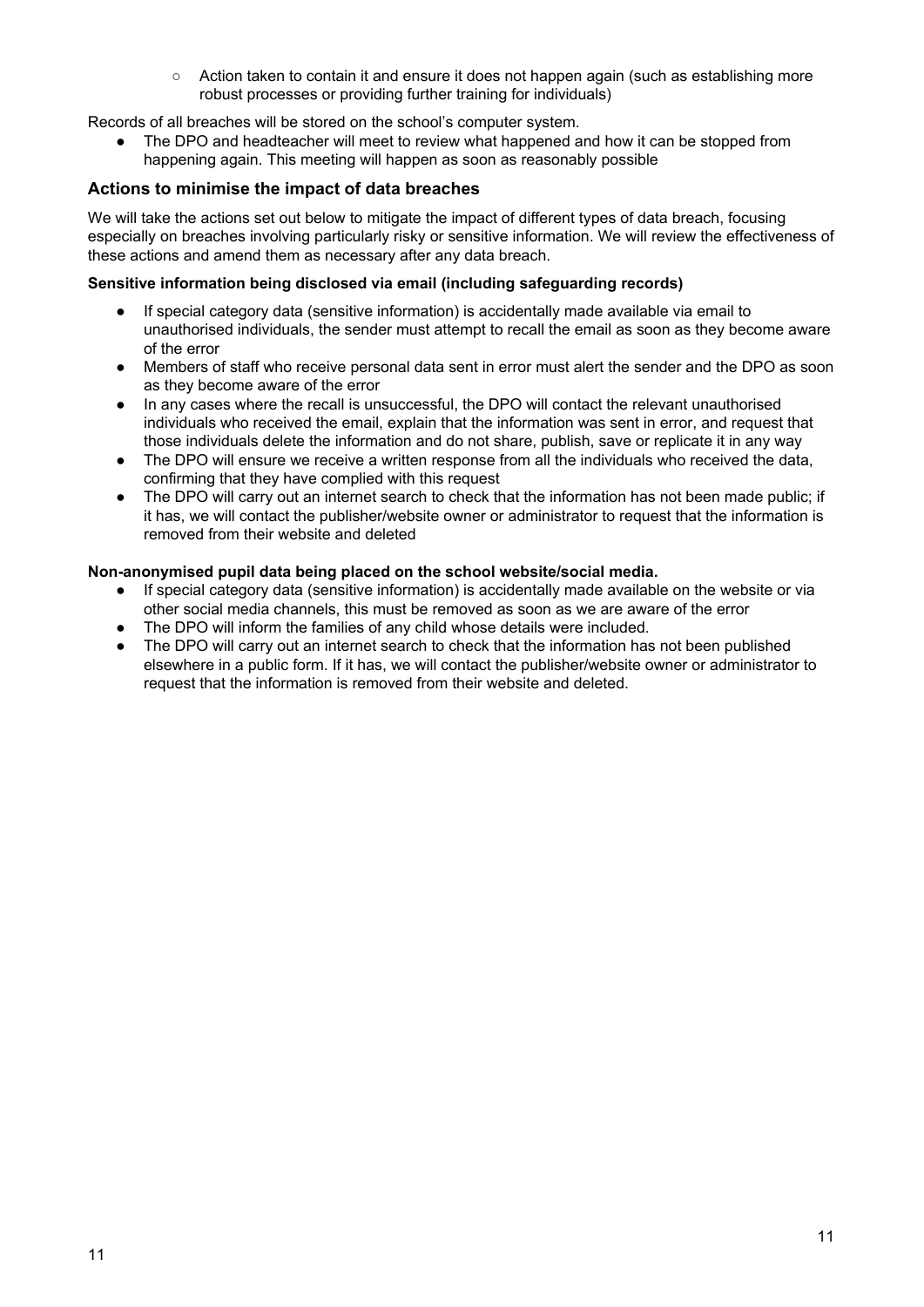- Action taken to contain it and ensure it does not happen again (such as establishing more robust processes or providing further training for individuals)

Records of all breaches will be stored on the school's computer system.

- The DPO and headteacher will meet to review what happened and how it can be stopped from happening again. This meeting will happen as soon as reasonably possible

### Actions to minimise the impact of data breaches

We will take the actions set out below to mitigate the impact of different types of data breach, focusing especially on breaches involving particularly risky or sensitive information. We will review the effectiveness of these actions and amend them as necessary after any data breach.

**Sensitive information being disclosed via email (including safeguarding records)**

- If special category data (sensitive information) is accidentally made available via email to unauthorised individuals, the sender must attempt to recall the email as soon as they become aware of the error
- Members of staff who receive personal data sent in error must alert the sender and the DPO as soon as they become aware of the error
- In any cases where the recall is unsuccessful, the DPO will contact the relevant unauthorised individuals who received the email, explain that the information was sent in error, and request that those individuals delete the information and do not share, publish, save or replicate it in any way
- The DPO will ensure we receive a written response from all the individuals who received the data, confirming that they have complied with this request
- The DPO will carry out an internet search to check that the information has not been made public; if it has, we will contact the publisher/website owner or administrator to request that the information is removed from their website and deleted

**Non-anonymised pupil data being placed on the school website/social media.**

- If special category data (sensitive information) is accidentally made available on the website or via other social media channels, this must be removed as soon as we are aware of the error
- The DPO will inform the families of any child whose details were included.
- The DPO will carry out an internet search to check that the information has not been published elsewhere in a public form. If it has, we will contact the publisher/website owner or administrator to request that the information is removed from their website and deleted.